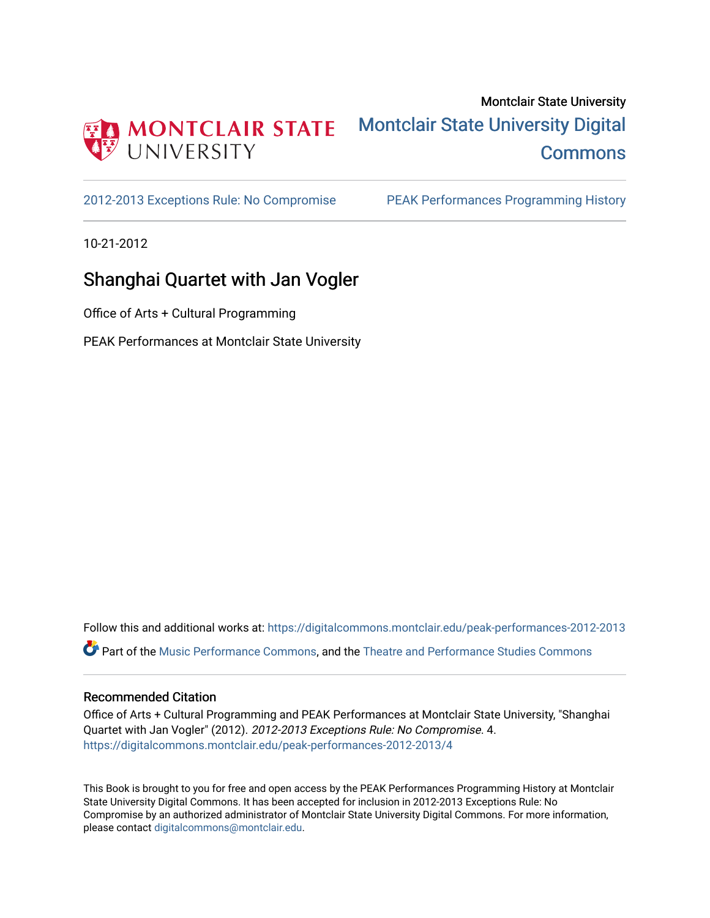Montclair State University

Montclair State University Digital Commons

2012-2013 Exceptions Rule: No Compromise

PEAK Performances Programming History

10-21-2012

# Shanghai Quartet with Jan Vogler

Office of Arts + Cultural Programming

PEAK Performances at Montclair State University

Follow this and additional works at: https://digitalcommons.montclair.edu/peak-performances-2012-2013

Part of the Music Performance Commons, and the Theatre and Performance Studies Commons

## Recommended Citation

Office of Arts + Cultural Programming and PEAK Performances at Montclair State University, "Shanghai Quartet with Jan Vogler" (2012). *2012-2013 Exceptions Rule: No Compromise*. 4.
https://digitalcommons.montclair.edu/peak-performances-2012-2013/4

This Book is brought to you for free and open access by the PEAK Performances Programming History at Montclair State University Digital Commons. It has been accepted for inclusion in 2012-2013 Exceptions Rule: No Compromise by an authorized administrator of Montclair State University Digital Commons. For more information, please contact digitalcommons@montclair.edu.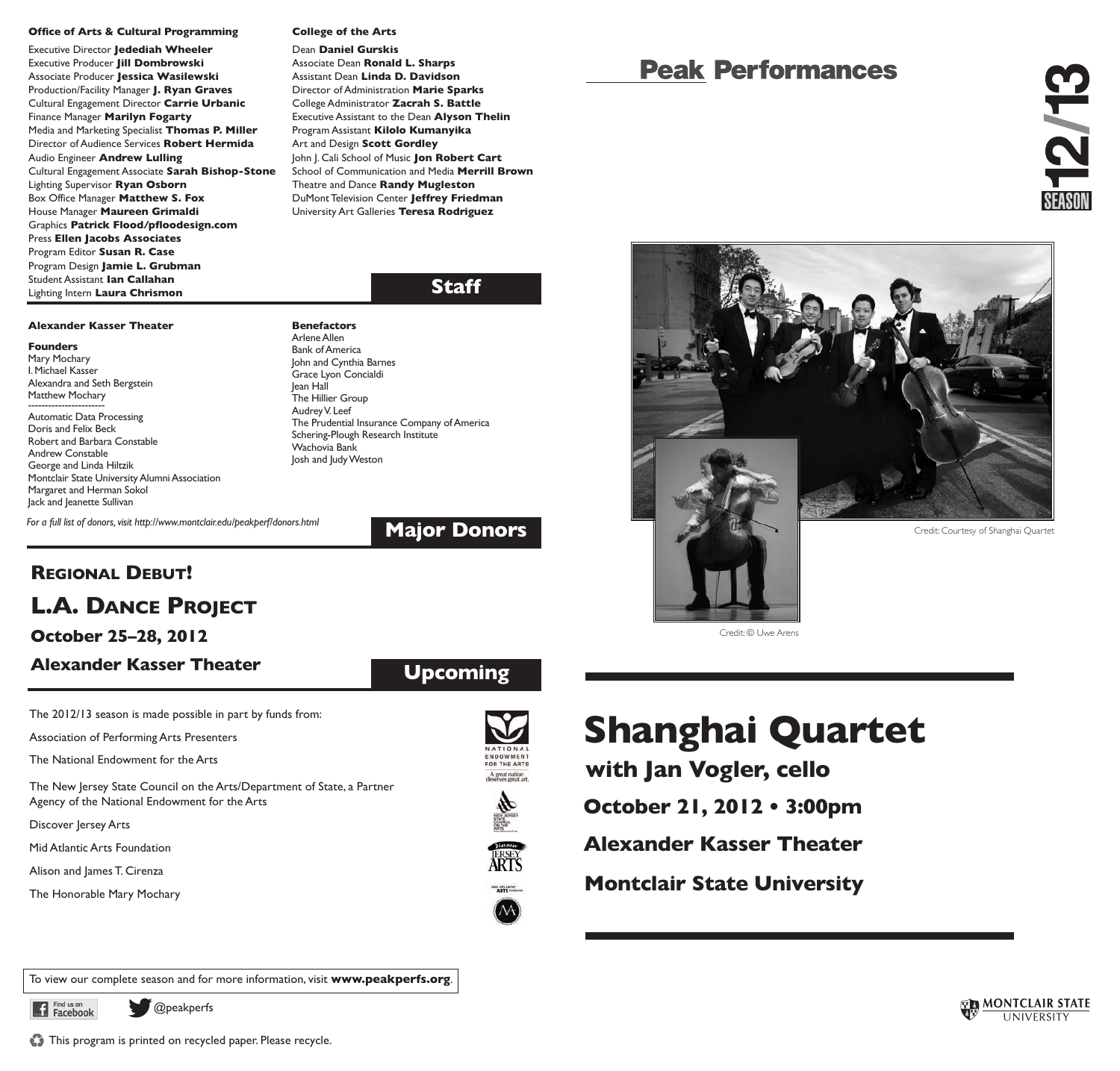## Staff

**Office of Arts & Cultural Programming**

Executive Director **Jedediah Wheeler**
Executive Producer **Jill Dombrowski**
Associate Producer **Jessica Wasilewski**
Production/Facility Manager **J. Ryan Graves**
Cultural Engagement Director **Carrie Urbanic**
Finance Manager **Marilyn Fogarty**
Media and Marketing Specialist **Thomas P. Miller**
Director of Audience Services **Robert Hermida**
Audio Engineer **Andrew Lulling**
Cultural Engagement Associate **Sarah Bishop-Stone**
Lighting Supervisor **Ryan Osborn**
Box Office Manager **Matthew S. Fox**
House Manager **Maureen Grimaldi**
Graphics **Patrick Flood/pfloodesign.com**
Press **Ellen Jacobs Associates**
Program Editor **Susan R. Case**
Program Design **Jamie L. Grubman**
Student Assistant **Ian Callahan**
Lighting Intern **Laura Chrismon**

**College of the Arts**

Dean **Daniel Gurskis**
Associate Dean **Ronald L. Sharps**
Assistant Dean **Linda D. Davidson**
Director of Administration **Marie Sparks**
College Administrator **Zacrah S. Battle**
Executive Assistant to the Dean **Alyson Thelin**
Program Assistant **Kilolo Kumanyika**
Art and Design **Scott Gordley**
John J. Cali School of Music **Jon Robert Cart**
School of Communication and Media **Merrill Brown**
Theatre and Dance **Randy Mugleston**
DuMont Television Center **Jeffrey Friedman**
University Art Galleries **Teresa Rodriguez**

## Major Donors

**Alexander Kasser Theater**

**Founders**
Mary Mochary
I. Michael Kasser
Alexandra and Seth Bergstein
Matthew Mochary

Automatic Data Processing
Doris and Felix Beck
Robert and Barbara Constable
Andrew Constable
George and Linda Hiltzik
Montclair State University Alumni Association
Margaret and Herman Sokol
Jack and Jeanette Sullivan

**Benefactors**
Arlene Allen
Bank of America
John and Cynthia Barnes
Grace Lyon Concialdi
Jean Hall
The Hillier Group
Audrey V. Leef
The Prudential Insurance Company of America
Schering-Plough Research Institute
Wachovia Bank
Josh and Judy Weston

*For a full list of donors, visit http://www.montclair.edu/peakperf/donors.html*

## Upcoming

**Regional Debut!**

**L.A. Dance Project**

**October 25–28, 2012**

**Alexander Kasser Theater**

The 2012/13 season is made possible in part by funds from:

Association of Performing Arts Presenters

The National Endowment for the Arts

The New Jersey State Council on the Arts/Department of State, a Partner Agency of the National Endowment for the Arts

Discover Jersey Arts

Mid Atlantic Arts Foundation

Alison and James T. Cirenza

The Honorable Mary Mochary

To view our complete season and for more information, visit **www.peakperfs.org**.

Find us on Facebook   @peakperfs

This program is printed on recycled paper. Please recycle.

# Peak Performances

12/13 SEASON

Credit: Courtesy of Shanghai Quartet

Credit: © Uwe Arens

# Shanghai Quartet

**with Jan Vogler, cello**

**October 21, 2012 • 3:00pm**

**Alexander Kasser Theater**

**Montclair State University**

MONTCLAIR STATE UNIVERSITY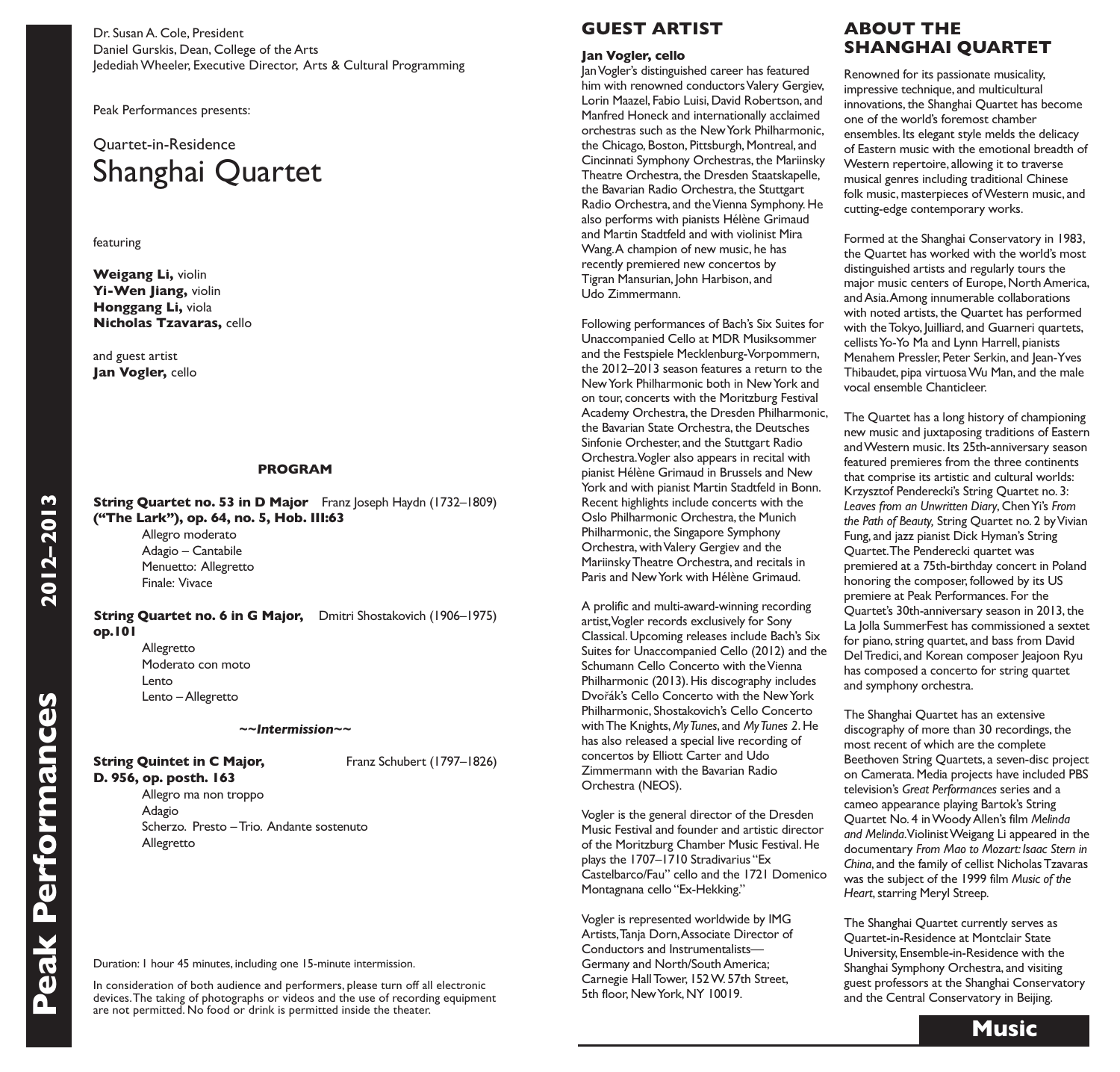Dr. Susan A. Cole, President
Daniel Gurskis, Dean, College of the Arts
Jedediah Wheeler, Executive Director, Arts & Cultural Programming

Peak Performances presents:

Quartet-in-Residence

# Shanghai Quartet

featuring

**Weigang Li,** violin
**Yi-Wen Jiang,** violin
**Honggang Li,** viola
**Nicholas Tzavaras,** cello

and guest artist
**Jan Vogler,** cello

## PROGRAM

**String Quartet no. 53 in D Major ("The Lark"), op. 64, no. 5, Hob. III:63** — Franz Joseph Haydn (1732–1809)

Allegro moderato
Adagio – Cantabile
Menuetto: Allegretto
Finale: Vivace

**String Quartet no. 6 in G Major, op.101** — Dmitri Shostakovich (1906–1975)

Allegretto
Moderato con moto
Lento
Lento – Allegretto

***~~Intermission~~***

**String Quintet in C Major, D. 956, op. posth. 163** — Franz Schubert (1797–1826)

Allegro ma non troppo
Adagio
Scherzo. Presto – Trio. Andante sostenuto
Allegretto

Duration: 1 hour 45 minutes, including one 15-minute intermission.

In consideration of both audience and performers, please turn off all electronic devices. The taking of photographs or videos and the use of recording equipment are not permitted. No food or drink is permitted inside the theater.

## GUEST ARTIST

### Jan Vogler, cello

Jan Vogler's distinguished career has featured him with renowned conductors Valery Gergiev, Lorin Maazel, Fabio Luisi, David Robertson, and Manfred Honeck and internationally acclaimed orchestras such as the New York Philharmonic, the Chicago, Boston, Pittsburgh, Montreal, and Cincinnati Symphony Orchestras, the Mariinsky Theatre Orchestra, the Dresden Staatskapelle, the Bavarian Radio Orchestra, the Stuttgart Radio Orchestra, and the Vienna Symphony. He also performs with pianists Hélène Grimaud and Martin Stadtfeld and with violinist Mira Wang. A champion of new music, he has recently premiered new concertos by Tigran Mansurian, John Harbison, and Udo Zimmermann.

Following performances of Bach's Six Suites for Unaccompanied Cello at MDR Musiksommer and the Festspiele Mecklenburg-Vorpommern, the 2012–2013 season features a return to the New York Philharmonic both in New York and on tour, concerts with the Moritzburg Festival Academy Orchestra, the Dresden Philharmonic, the Bavarian State Orchestra, the Deutsches Sinfonie Orchester, and the Stuttgart Radio Orchestra. Vogler also appears in recital with pianist Hélène Grimaud in Brussels and New York and with pianist Martin Stadtfeld in Bonn. Recent highlights include concerts with the Oslo Philharmonic Orchestra, the Munich Philharmonic, the Singapore Symphony Orchestra, with Valery Gergiev and the Mariinsky Theatre Orchestra, and recitals in Paris and New York with Hélène Grimaud.

A prolific and multi-award-winning recording artist, Vogler records exclusively for Sony Classical. Upcoming releases include Bach's Six Suites for Unaccompanied Cello (2012) and the Schumann Cello Concerto with the Vienna Philharmonic (2013). His discography includes Dvořák's Cello Concerto with the New York Philharmonic, Shostakovich's Cello Concerto with The Knights, *My Tunes*, and *My Tunes 2*. He has also released a special live recording of concertos by Elliott Carter and Udo Zimmermann with the Bavarian Radio Orchestra (NEOS).

Vogler is the general director of the Dresden Music Festival and founder and artistic director of the Moritzburg Chamber Music Festival. He plays the 1707–1710 Stradivarius "Ex Castelbarco/Fau" cello and the 1721 Domenico Montagnana cello "Ex-Hekking."

Vogler is represented worldwide by IMG Artists, Tanja Dorn, Associate Director of Conductors and Instrumentalists—Germany and North/South America; Carnegie Hall Tower, 152 W. 57th Street, 5th floor, New York, NY 10019.

## ABOUT THE SHANGHAI QUARTET

Renowned for its passionate musicality, impressive technique, and multicultural innovations, the Shanghai Quartet has become one of the world's foremost chamber ensembles. Its elegant style melds the delicacy of Eastern music with the emotional breadth of Western repertoire, allowing it to traverse musical genres including traditional Chinese folk music, masterpieces of Western music, and cutting-edge contemporary works.

Formed at the Shanghai Conservatory in 1983, the Quartet has worked with the world's most distinguished artists and regularly tours the major music centers of Europe, North America, and Asia. Among innumerable collaborations with noted artists, the Quartet has performed with the Tokyo, Juilliard, and Guarneri quartets, cellists Yo-Yo Ma and Lynn Harrell, pianists Menahem Pressler, Peter Serkin, and Jean-Yves Thibaudet, pipa virtuosa Wu Man, and the male vocal ensemble Chanticleer.

The Quartet has a long history of championing new music and juxtaposing traditions of Eastern and Western music. Its 25th-anniversary season featured premieres from the three continents that comprise its artistic and cultural worlds: Krzysztof Penderecki's String Quartet no. 3: *Leaves from an Unwritten Diary*, Chen Yi's *From the Path of Beauty,* String Quartet no. 2 by Vivian Fung, and jazz pianist Dick Hyman's String Quartet. The Penderecki quartet was premiered at a 75th-birthday concert in Poland honoring the composer, followed by its US premiere at Peak Performances. For the Quartet's 30th-anniversary season in 2013, the La Jolla SummerFest has commissioned a sextet for piano, string quartet, and bass from David Del Tredici, and Korean composer Jeajoon Ryu has composed a concerto for string quartet and symphony orchestra.

The Shanghai Quartet has an extensive discography of more than 30 recordings, the most recent of which are the complete Beethoven String Quartets, a seven-disc project on Camerata. Media projects have included PBS television's *Great Performances* series and a cameo appearance playing Bartok's String Quartet No. 4 in Woody Allen's film *Melinda and Melinda*. Violinist Weigang Li appeared in the documentary *From Mao to Mozart: Isaac Stern in China*, and the family of cellist Nicholas Tzavaras was the subject of the 1999 film *Music of the Heart*, starring Meryl Streep.

The Shanghai Quartet currently serves as Quartet-in-Residence at Montclair State University, Ensemble-in-Residence with the Shanghai Symphony Orchestra, and visiting guest professors at the Shanghai Conservatory and the Central Conservatory in Beijing.